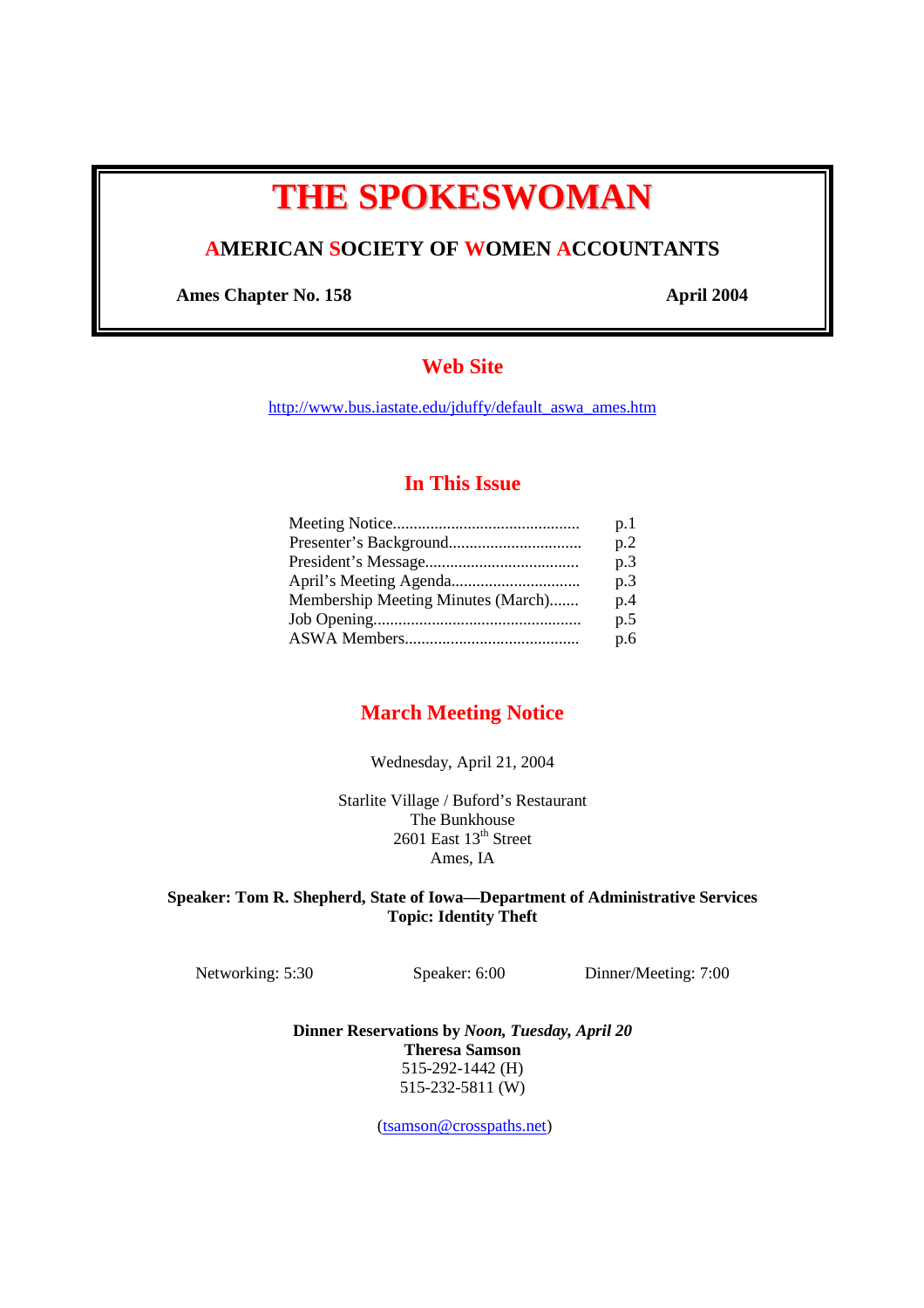# THE SPOKESWOMAN

## AMERICAN SOCIETY OF WOMEN ACCOUNTANTS

**Ames Chapter No. 158** **April 2004**

## Web Site

http://www.bus.iastate.edu/jduffy/default_aswa_ames.htm

## In This Issue

| | |
|---|---|
| Meeting Notice............................................ | p.1 |
| Presenter's Background................................ | p.2 |
| President's Message..................................... | p.3 |
| April's Meeting Agenda............................... | p.3 |
| Membership Meeting Minutes (March)....... | p.4 |
| Job Opening.................................................. | p.5 |
| ASWA Members........................................... | p.6 |

## March Meeting Notice

Wednesday, April 21, 2004

Starlite Village / Buford's Restaurant
The Bunkhouse
2601 East 13th Street
Ames, IA

**Speaker: Tom R. Shepherd, State of Iowa—Department of Administrative Services**
**Topic: Identity Theft**

Networking: 5:30 Speaker: 6:00 Dinner/Meeting: 7:00

**Dinner Reservations by *Noon, Tuesday, April 20***
**Theresa Samson**
515-292-1442 (H)
515-232-5811 (W)

(tsamson@crosspaths.net)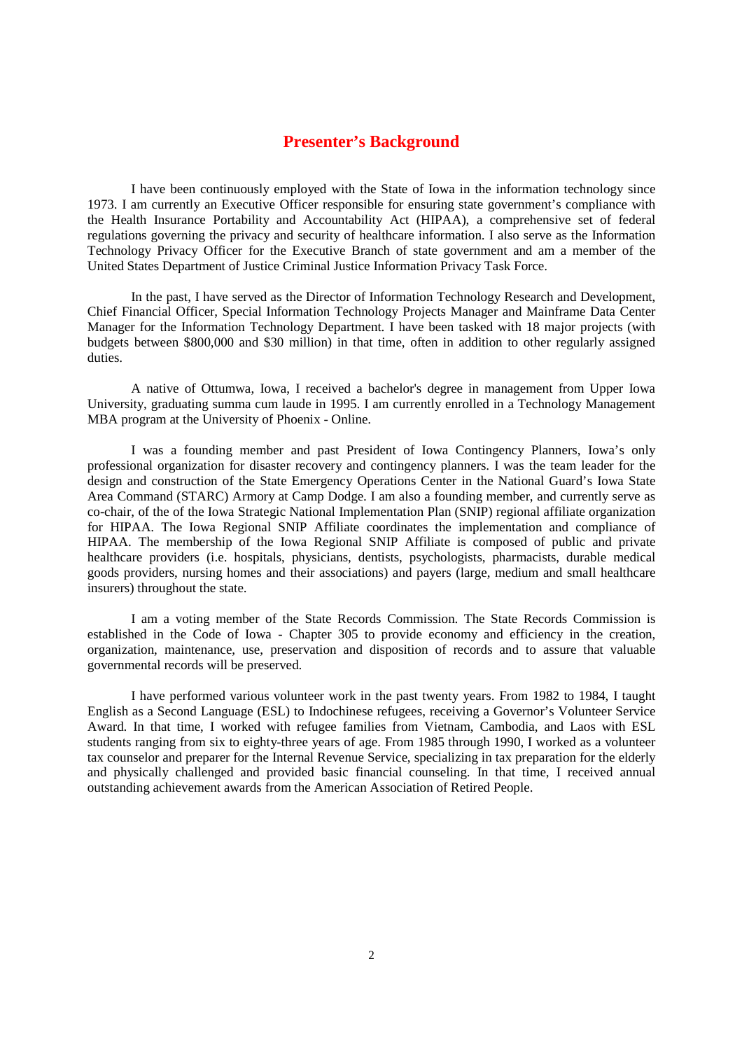## Presenter's Background

I have been continuously employed with the State of Iowa in the information technology since 1973. I am currently an Executive Officer responsible for ensuring state government's compliance with the Health Insurance Portability and Accountability Act (HIPAA), a comprehensive set of federal regulations governing the privacy and security of healthcare information. I also serve as the Information Technology Privacy Officer for the Executive Branch of state government and am a member of the United States Department of Justice Criminal Justice Information Privacy Task Force.

In the past, I have served as the Director of Information Technology Research and Development, Chief Financial Officer, Special Information Technology Projects Manager and Mainframe Data Center Manager for the Information Technology Department. I have been tasked with 18 major projects (with budgets between $800,000 and $30 million) in that time, often in addition to other regularly assigned duties.

A native of Ottumwa, Iowa, I received a bachelor's degree in management from Upper Iowa University, graduating summa cum laude in 1995. I am currently enrolled in a Technology Management MBA program at the University of Phoenix - Online.

I was a founding member and past President of Iowa Contingency Planners, Iowa's only professional organization for disaster recovery and contingency planners. I was the team leader for the design and construction of the State Emergency Operations Center in the National Guard's Iowa State Area Command (STARC) Armory at Camp Dodge. I am also a founding member, and currently serve as co-chair, of the of the Iowa Strategic National Implementation Plan (SNIP) regional affiliate organization for HIPAA. The Iowa Regional SNIP Affiliate coordinates the implementation and compliance of HIPAA. The membership of the Iowa Regional SNIP Affiliate is composed of public and private healthcare providers (i.e. hospitals, physicians, dentists, psychologists, pharmacists, durable medical goods providers, nursing homes and their associations) and payers (large, medium and small healthcare insurers) throughout the state.

I am a voting member of the State Records Commission. The State Records Commission is established in the Code of Iowa - Chapter 305 to provide economy and efficiency in the creation, organization, maintenance, use, preservation and disposition of records and to assure that valuable governmental records will be preserved.

I have performed various volunteer work in the past twenty years. From 1982 to 1984, I taught English as a Second Language (ESL) to Indochinese refugees, receiving a Governor's Volunteer Service Award. In that time, I worked with refugee families from Vietnam, Cambodia, and Laos with ESL students ranging from six to eighty-three years of age. From 1985 through 1990, I worked as a volunteer tax counselor and preparer for the Internal Revenue Service, specializing in tax preparation for the elderly and physically challenged and provided basic financial counseling. In that time, I received annual outstanding achievement awards from the American Association of Retired People.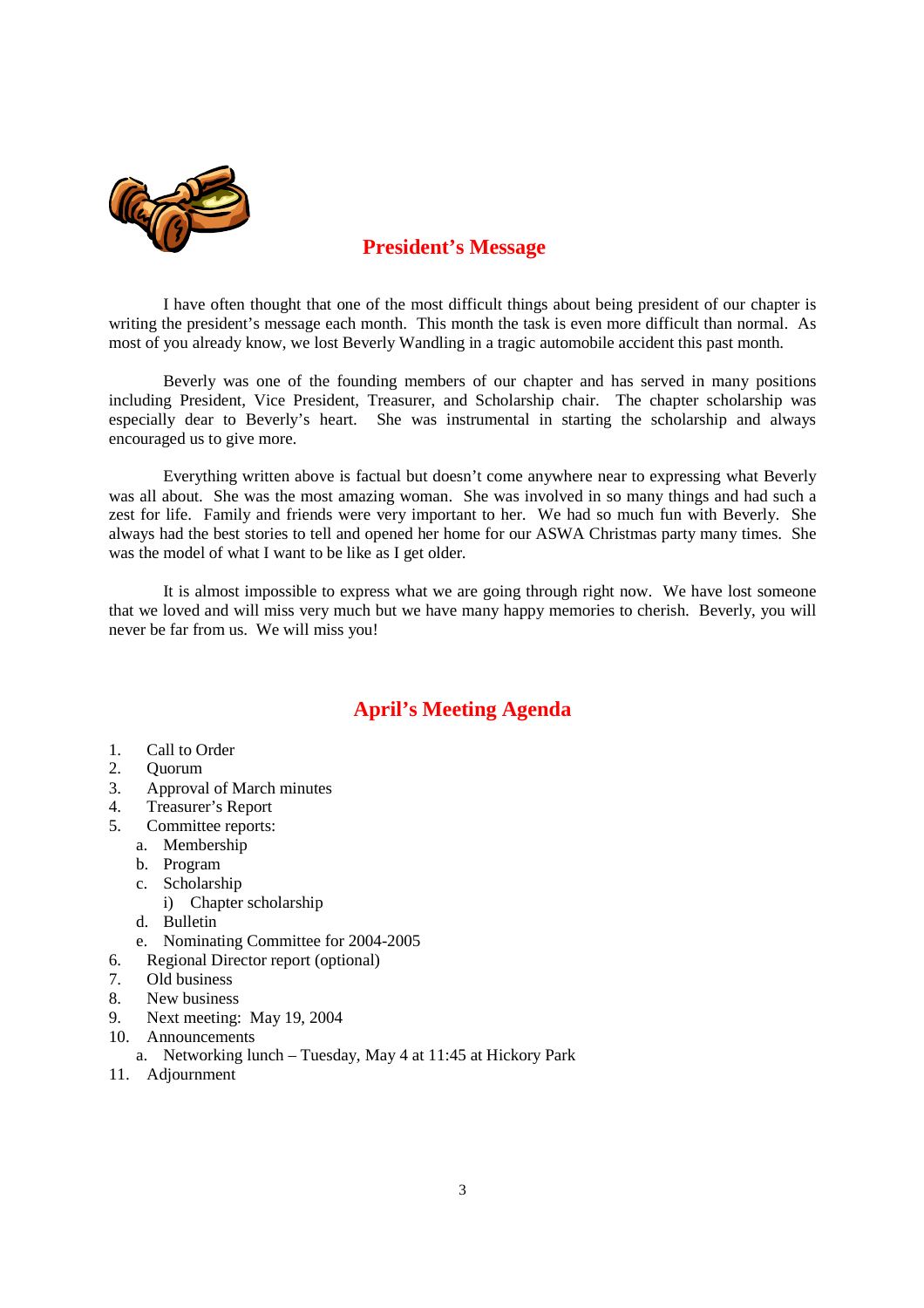## President's Message

I have often thought that one of the most difficult things about being president of our chapter is writing the president's message each month. This month the task is even more difficult than normal. As most of you already know, we lost Beverly Wandling in a tragic automobile accident this past month.

Beverly was one of the founding members of our chapter and has served in many positions including President, Vice President, Treasurer, and Scholarship chair. The chapter scholarship was especially dear to Beverly's heart. She was instrumental in starting the scholarship and always encouraged us to give more.

Everything written above is factual but doesn't come anywhere near to expressing what Beverly was all about. She was the most amazing woman. She was involved in so many things and had such a zest for life. Family and friends were very important to her. We had so much fun with Beverly. She always had the best stories to tell and opened her home for our ASWA Christmas party many times. She was the model of what I want to be like as I get older.

It is almost impossible to express what we are going through right now. We have lost someone that we loved and will miss very much but we have many happy memories to cherish. Beverly, you will never be far from us. We will miss you!

## April's Meeting Agenda

1. Call to Order
2. Quorum
3. Approval of March minutes
4. Treasurer's Report
5. Committee reports:
   a. Membership
   b. Program
   c. Scholarship
      i) Chapter scholarship
   d. Bulletin
   e. Nominating Committee for 2004-2005
6. Regional Director report (optional)
7. Old business
8. New business
9. Next meeting: May 19, 2004
10. Announcements
    a. Networking lunch – Tuesday, May 4 at 11:45 at Hickory Park
11. Adjournment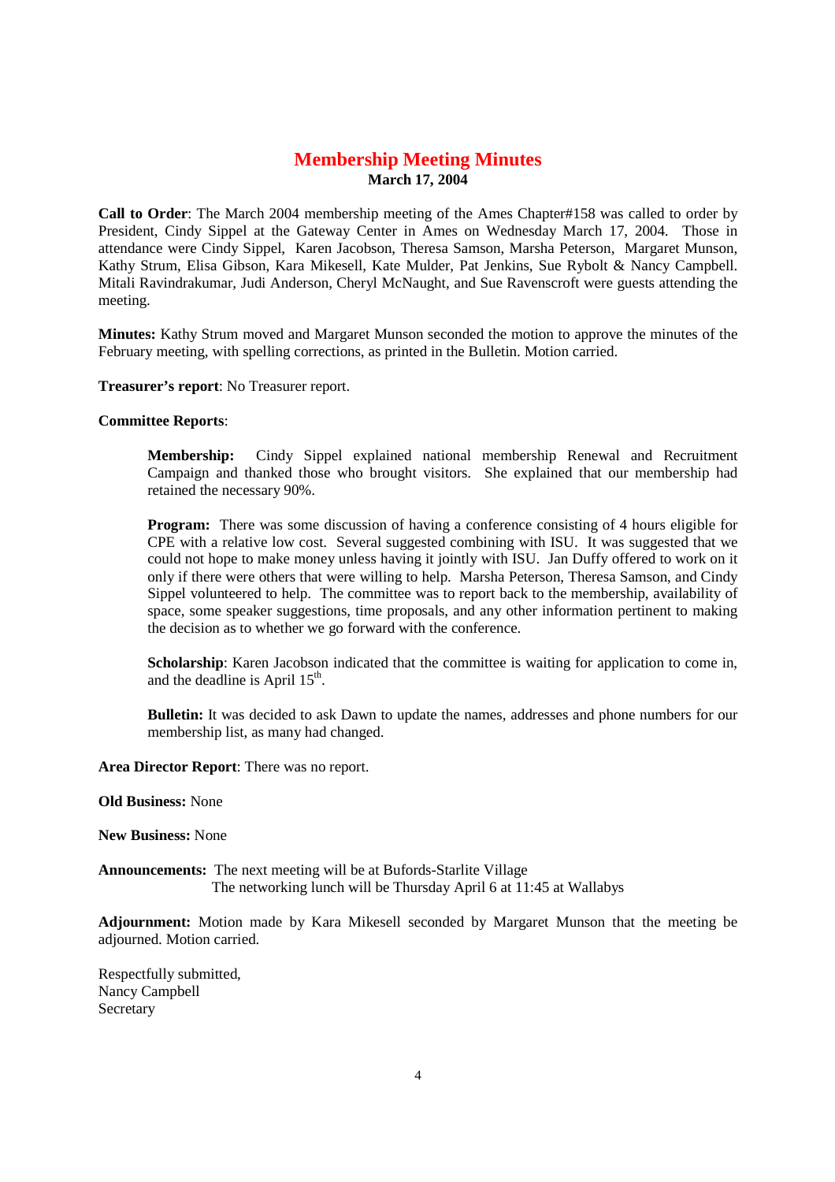# Membership Meeting Minutes

**March 17, 2004**

**Call to Order**: The March 2004 membership meeting of the Ames Chapter#158 was called to order by President, Cindy Sippel at the Gateway Center in Ames on Wednesday March 17, 2004. Those in attendance were Cindy Sippel, Karen Jacobson, Theresa Samson, Marsha Peterson, Margaret Munson, Kathy Strum, Elisa Gibson, Kara Mikesell, Kate Mulder, Pat Jenkins, Sue Rybolt & Nancy Campbell. Mitali Ravindrakumar, Judi Anderson, Cheryl McNaught, and Sue Ravenscroft were guests attending the meeting.

**Minutes:** Kathy Strum moved and Margaret Munson seconded the motion to approve the minutes of the February meeting, with spelling corrections, as printed in the Bulletin. Motion carried.

**Treasurer's report**: No Treasurer report.

**Committee Reports**:

> **Membership:** Cindy Sippel explained national membership Renewal and Recruitment Campaign and thanked those who brought visitors. She explained that our membership had retained the necessary 90%.
>
> **Program:** There was some discussion of having a conference consisting of 4 hours eligible for CPE with a relative low cost. Several suggested combining with ISU. It was suggested that we could not hope to make money unless having it jointly with ISU. Jan Duffy offered to work on it only if there were others that were willing to help. Marsha Peterson, Theresa Samson, and Cindy Sippel volunteered to help. The committee was to report back to the membership, availability of space, some speaker suggestions, time proposals, and any other information pertinent to making the decision as to whether we go forward with the conference.
>
> **Scholarship**: Karen Jacobson indicated that the committee is waiting for application to come in, and the deadline is April 15th.
>
> **Bulletin:** It was decided to ask Dawn to update the names, addresses and phone numbers for our membership list, as many had changed.

**Area Director Report**: There was no report.

**Old Business:** None

**New Business:** None

**Announcements:** The next meeting will be at Bufords-Starlite Village
The networking lunch will be Thursday April 6 at 11:45 at Wallabys

**Adjournment:** Motion made by Kara Mikesell seconded by Margaret Munson that the meeting be adjourned. Motion carried.

Respectfully submitted,
Nancy Campbell
Secretary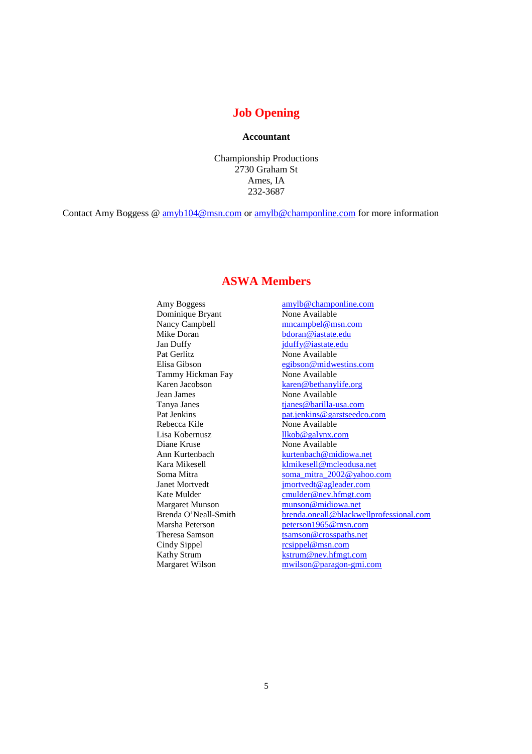# Job Opening

**Accountant**

Championship Productions
2730 Graham St
Ames, IA
232-3687

Contact Amy Boggess @ amyb104@msn.com or amylb@champonline.com for more information

# ASWA Members

| | |
|---|---|
| Amy Boggess | amylb@champonline.com |
| Dominique Bryant | None Available |
| Nancy Campbell | mncampbel@msn.com |
| Mike Doran | bdoran@iastate.edu |
| Jan Duffy | jduffy@iastate.edu |
| Pat Gerlitz | None Available |
| Elisa Gibson | egibson@midwestins.com |
| Tammy Hickman Fay | None Available |
| Karen Jacobson | karen@bethanylife.org |
| Jean James | None Available |
| Tanya Janes | tjanes@barilla-usa.com |
| Pat Jenkins | pat.jenkins@garstseedco.com |
| Rebecca Kile | None Available |
| Lisa Kobernusz | llkob@galynx.com |
| Diane Kruse | None Available |
| Ann Kurtenbach | kurtenbach@midiowa.net |
| Kara Mikesell | klmikesell@mcleodusa.net |
| Soma Mitra | soma_mitra_2002@yahoo.com |
| Janet Mortvedt | jmortvedt@agleader.com |
| Kate Mulder | cmulder@nev.hfmgt.com |
| Margaret Munson | munson@midiowa.net |
| Brenda O'Neall-Smith | brenda.oneall@blackwellprofessional.com |
| Marsha Peterson | peterson1965@msn.com |
| Theresa Samson | tsamson@crosspaths.net |
| Cindy Sippel | rcsippel@msn.com |
| Kathy Strum | kstrum@nev.hfmgt.com |
| Margaret Wilson | mwilson@paragon-gmi.com |